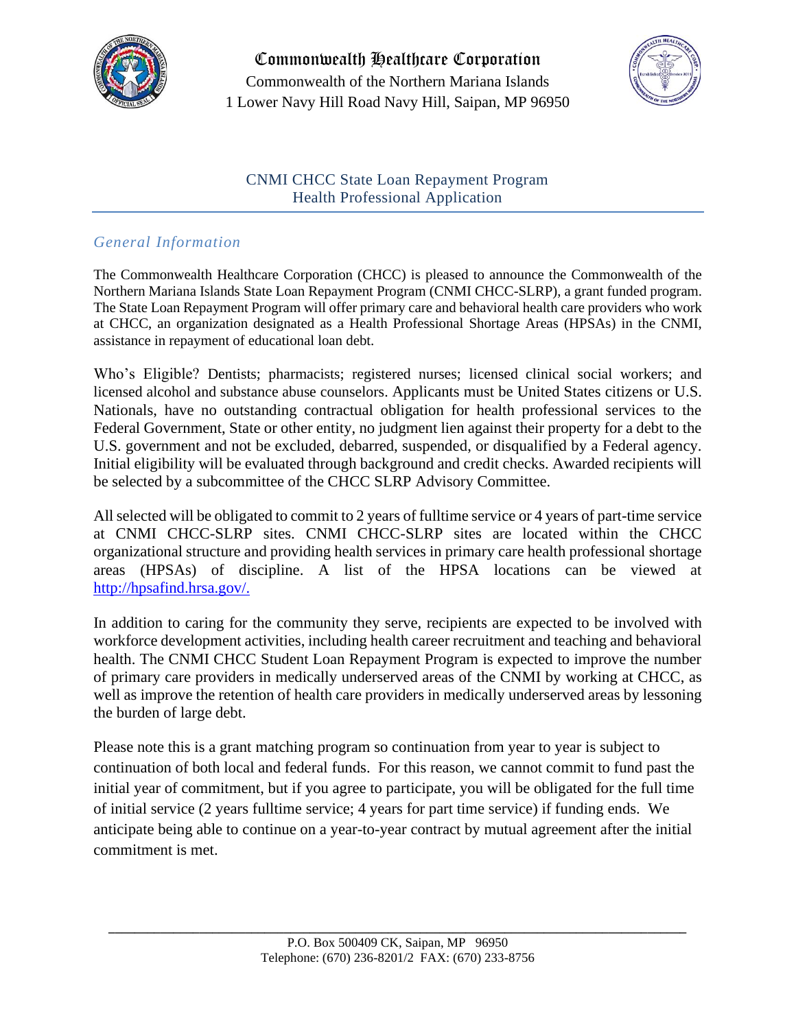# Commonwealth Healthcare Corporation

Commonwealth of the Northern Mariana Islands
1 Lower Navy Hill Road Navy Hill, Saipan, MP 96950

## CNMI CHCC State Loan Repayment Program
## Health Professional Application

### *General Information*

The Commonwealth Healthcare Corporation (CHCC) is pleased to announce the Commonwealth of the Northern Mariana Islands State Loan Repayment Program (CNMI CHCC-SLRP), a grant funded program. The State Loan Repayment Program will offer primary care and behavioral health care providers who work at CHCC, an organization designated as a Health Professional Shortage Areas (HPSAs) in the CNMI, assistance in repayment of educational loan debt.

Who's Eligible? Dentists; pharmacists; registered nurses; licensed clinical social workers; and licensed alcohol and substance abuse counselors. Applicants must be United States citizens or U.S. Nationals, have no outstanding contractual obligation for health professional services to the Federal Government, State or other entity, no judgment lien against their property for a debt to the U.S. government and not be excluded, debarred, suspended, or disqualified by a Federal agency. Initial eligibility will be evaluated through background and credit checks. Awarded recipients will be selected by a subcommittee of the CHCC SLRP Advisory Committee.

All selected will be obligated to commit to 2 years of fulltime service or 4 years of part-time service at CNMI CHCC-SLRP sites. CNMI CHCC-SLRP sites are located within the CHCC organizational structure and providing health services in primary care health professional shortage areas (HPSAs) of discipline. A list of the HPSA locations can be viewed at [http://hpsafind.hrsa.gov/.](http://hpsafind.hrsa.gov/)

In addition to caring for the community they serve, recipients are expected to be involved with workforce development activities, including health career recruitment and teaching and behavioral health. The CNMI CHCC Student Loan Repayment Program is expected to improve the number of primary care providers in medically underserved areas of the CNMI by working at CHCC, as well as improve the retention of health care providers in medically underserved areas by lessoning the burden of large debt.

Please note this is a grant matching program so continuation from year to year is subject to continuation of both local and federal funds. For this reason, we cannot commit to fund past the initial year of commitment, but if you agree to participate, you will be obligated for the full time of initial service (2 years fulltime service; 4 years for part time service) if funding ends. We anticipate being able to continue on a year-to-year contract by mutual agreement after the initial commitment is met.

P.O. Box 500409 CK, Saipan, MP 96950
Telephone: (670) 236-8201/2 FAX: (670) 233-8756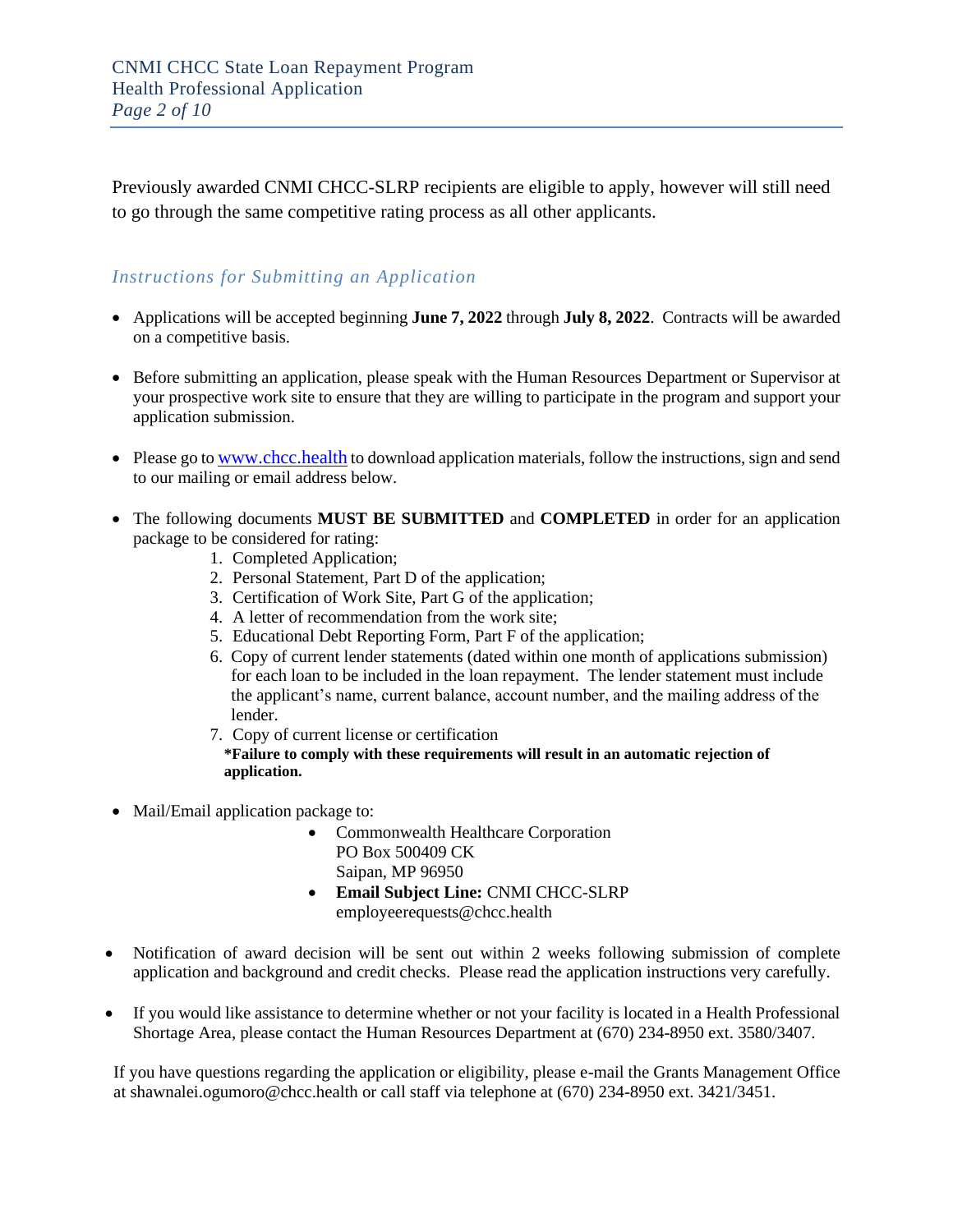Previously awarded CNMI CHCC-SLRP recipients are eligible to apply, however will still need to go through the same competitive rating process as all other applicants.

### *Instructions for Submitting an Application*

- Applications will be accepted beginning **June 7, 2022** through **July 8, 2022**. Contracts will be awarded on a competitive basis.

- Before submitting an application, please speak with the Human Resources Department or Supervisor at your prospective work site to ensure that they are willing to participate in the program and support your application submission.

- Please go to [www.chcc.health](http://www.chcc.health) to download application materials, follow the instructions, sign and send to our mailing or email address below.

- The following documents **MUST BE SUBMITTED** and **COMPLETED** in order for an application package to be considered for rating:
  1. Completed Application;
  2. Personal Statement, Part D of the application;
  3. Certification of Work Site, Part G of the application;
  4. A letter of recommendation from the work site;
  5. Educational Debt Reporting Form, Part F of the application;
  6. Copy of current lender statements (dated within one month of applications submission) for each loan to be included in the loan repayment. The lender statement must include the applicant's name, current balance, account number, and the mailing address of the lender.
  7. Copy of current license or certification

  **\*Failure to comply with these requirements will result in an automatic rejection of application.**

- Mail/Email application package to:
  - Commonwealth Healthcare Corporation
    PO Box 500409 CK
    Saipan, MP 96950
  - **Email Subject Line:** CNMI CHCC-SLRP
    employeerequests@chcc.health

- Notification of award decision will be sent out within 2 weeks following submission of complete application and background and credit checks. Please read the application instructions very carefully.

- If you would like assistance to determine whether or not your facility is located in a Health Professional Shortage Area, please contact the Human Resources Department at (670) 234-8950 ext. 3580/3407.

If you have questions regarding the application or eligibility, please e-mail the Grants Management Office at shawnalei.ogumoro@chcc.health or call staff via telephone at (670) 234-8950 ext. 3421/3451.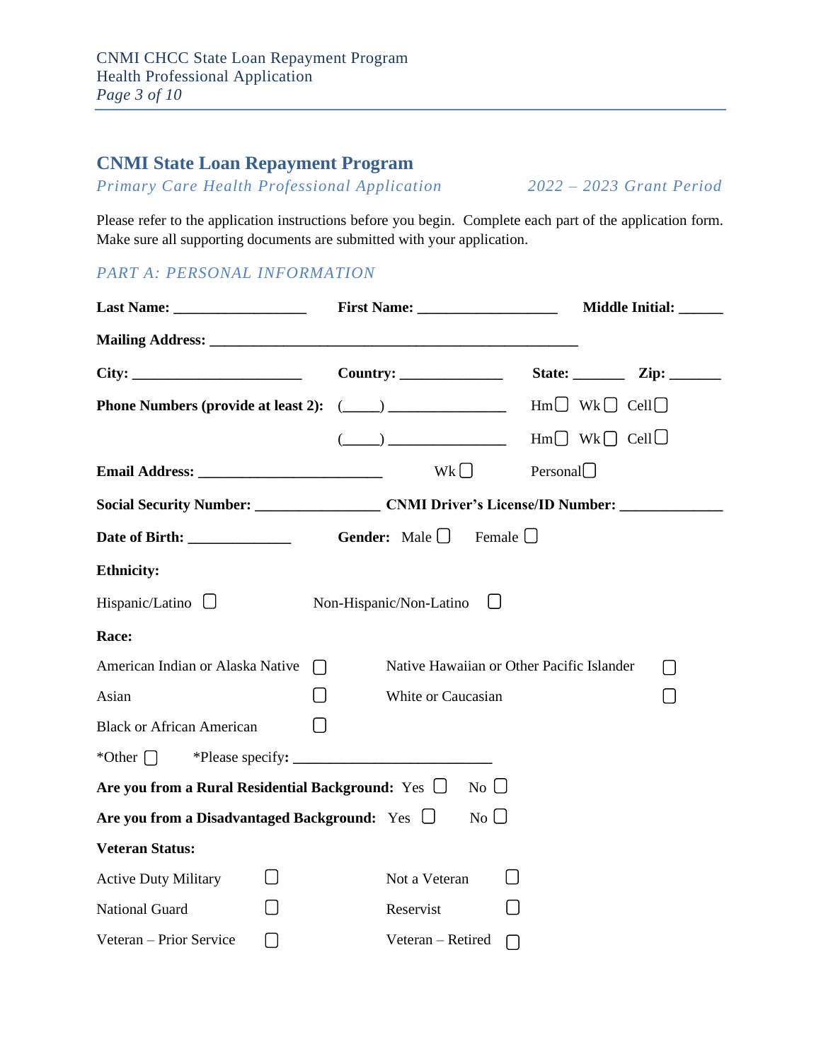## CNMI State Loan Repayment Program

*Primary Care Health Professional Application* *2022 – 2023 Grant Period*

Please refer to the application instructions before you begin. Complete each part of the application form. Make sure all supporting documents are submitted with your application.

### *PART A: PERSONAL INFORMATION*

**Last Name:** _________________ **First Name:** __________________ **Middle Initial:** ______

**Mailing Address:** ________________________________________________

**City:** ______________________ **Country:** _____________ **State:** _______ **Zip:** _______

**Phone Numbers (provide at least 2):** (_____) _______________ Hm☐ Wk☐ Cell☐

(_____) _______________ Hm☐ Wk☐ Cell☐

**Email Address:** ________________________ Wk☐ Personal☐

**Social Security Number:** ________________ **CNMI Driver's License/ID Number:** _____________

**Date of Birth:** _____________ **Gender:** Male ☐ Female ☐

**Ethnicity:**

Hispanic/Latino ☐ Non-Hispanic/Non-Latino ☐

**Race:**

American Indian or Alaska Native ☐ Native Hawaiian or Other Pacific Islander ☐

Asian ☐ White or Caucasian ☐

Black or African American ☐

*Other ☐ *Please specify**:** _________________________

**Are you from a Rural Residential Background:** Yes ☐ No ☐

**Are you from a Disadvantaged Background:** Yes ☐ No ☐

**Veteran Status:**

Active Duty Military ☐ Not a Veteran ☐

National Guard ☐ Reservist ☐

Veteran – Prior Service ☐ Veteran – Retired ☐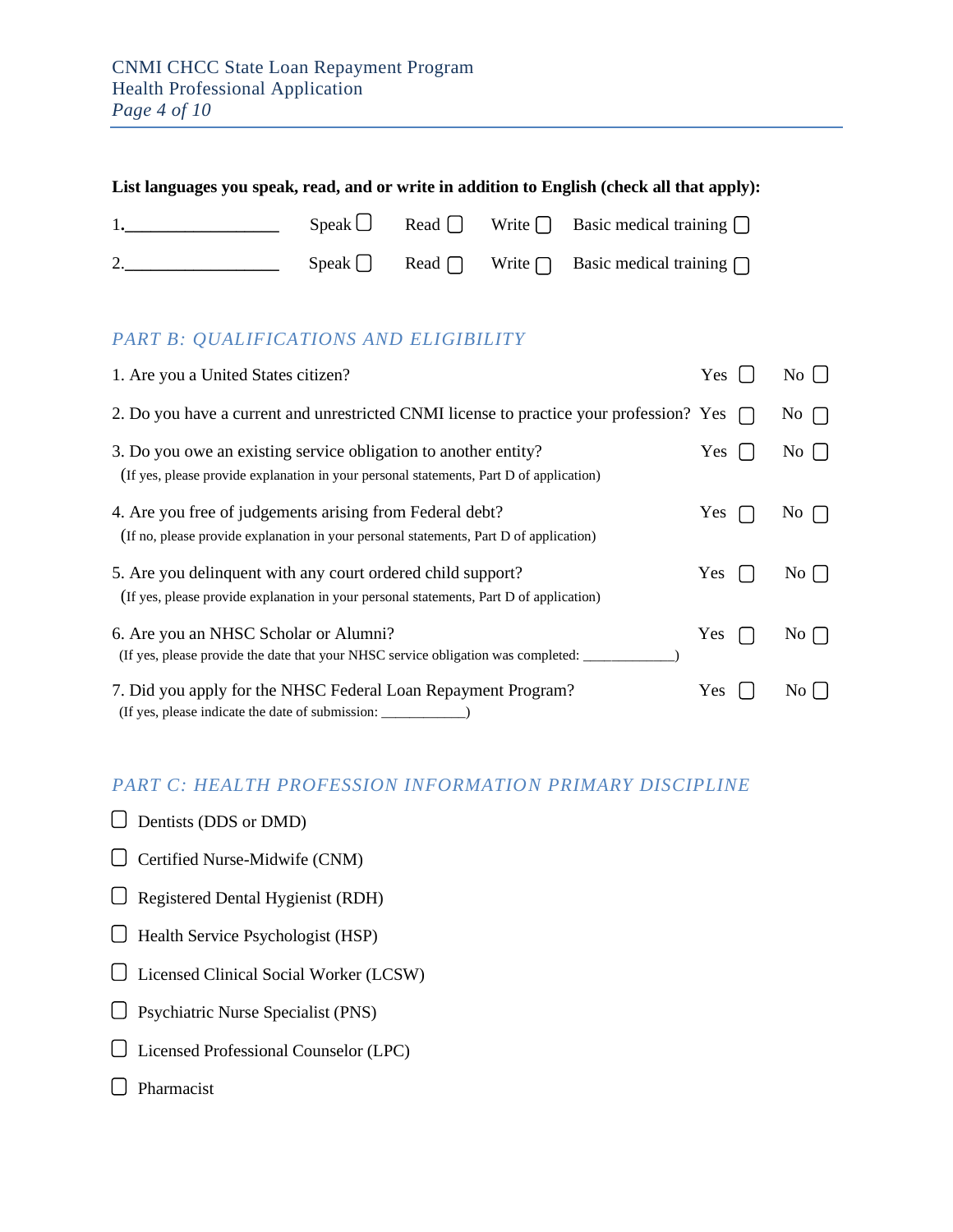**List languages you speak, read, and or write in addition to English (check all that apply):**

1.__________________ Speak ☐ Read ☐ Write ☐ Basic medical training ☐

2.__________________ Speak ☐ Read ☐ Write ☐ Basic medical training ☐

## *PART B: QUALIFICATIONS AND ELIGIBILITY*

1. Are you a United States citizen? Yes ☐ No ☐

2. Do you have a current and unrestricted CNMI license to practice your profession? Yes ☐ No ☐

3. Do you owe an existing service obligation to another entity? Yes ☐ No ☐
   (If yes, please provide explanation in your personal statements, Part D of application)

4. Are you free of judgements arising from Federal debt? Yes ☐ No ☐
   (If no, please provide explanation in your personal statements, Part D of application)

5. Are you delinquent with any court ordered child support? Yes ☐ No ☐
   (If yes, please provide explanation in your personal statements, Part D of application)

6. Are you an NHSC Scholar or Alumni? Yes ☐ No ☐
   (If yes, please provide the date that your NHSC service obligation was completed: ____________)

7. Did you apply for the NHSC Federal Loan Repayment Program? Yes ☐ No ☐
   (If yes, please indicate the date of submission: ___________)

## *PART C: HEALTH PROFESSION INFORMATION PRIMARY DISCIPLINE*

☐ Dentists (DDS or DMD)

☐ Certified Nurse-Midwife (CNM)

☐ Registered Dental Hygienist (RDH)

☐ Health Service Psychologist (HSP)

☐ Licensed Clinical Social Worker (LCSW)

☐ Psychiatric Nurse Specialist (PNS)

☐ Licensed Professional Counselor (LPC)

☐ Pharmacist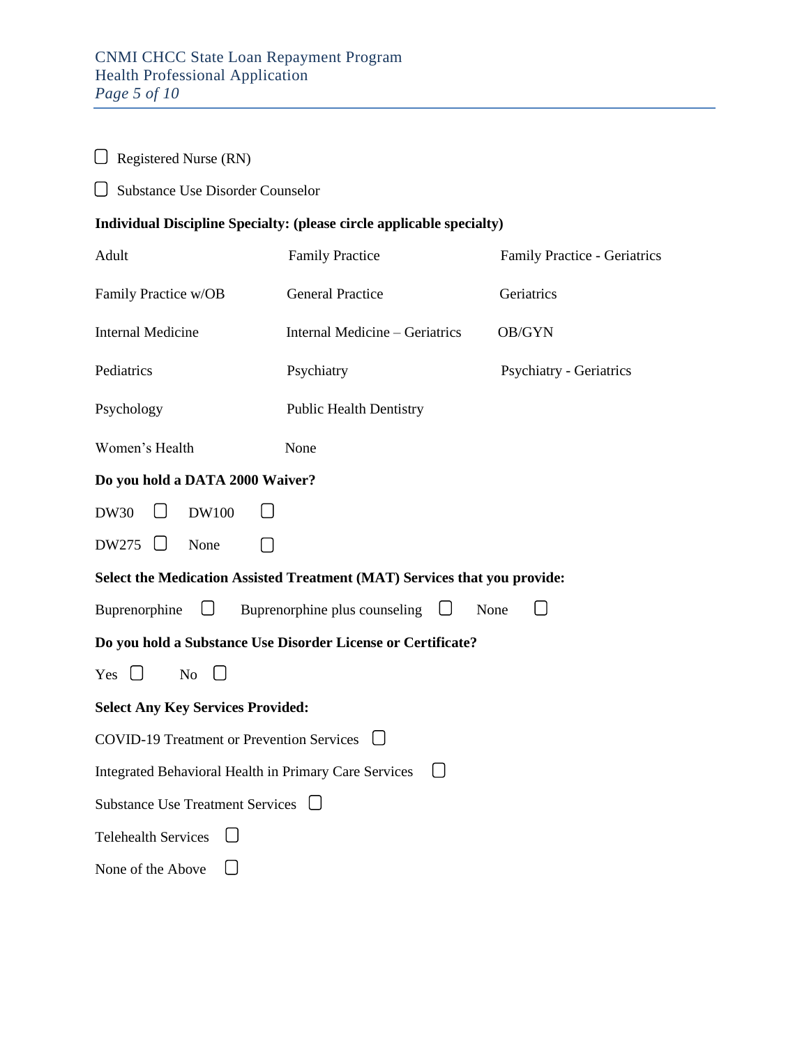☐ Registered Nurse (RN)

☐ Substance Use Disorder Counselor

**Individual Discipline Specialty: (please circle applicable specialty)**

| | | |
|---|---|---|
| Adult | Family Practice | Family Practice - Geriatrics |
| Family Practice w/OB | General Practice | Geriatrics |
| Internal Medicine | Internal Medicine – Geriatrics | OB/GYN |
| Pediatrics | Psychiatry | Psychiatry - Geriatrics |
| Psychology | Public Health Dentistry | |
| Women's Health | None | |

**Do you hold a DATA 2000 Waiver?**

DW30 ☐ DW100 ☐

DW275 ☐ None ☐

**Select the Medication Assisted Treatment (MAT) Services that you provide:**

Buprenorphine ☐ Buprenorphine plus counseling ☐ None ☐

**Do you hold a Substance Use Disorder License or Certificate?**

Yes ☐ No ☐

**Select Any Key Services Provided:**

COVID-19 Treatment or Prevention Services ☐

Integrated Behavioral Health in Primary Care Services ☐

Substance Use Treatment Services ☐

Telehealth Services ☐

None of the Above ☐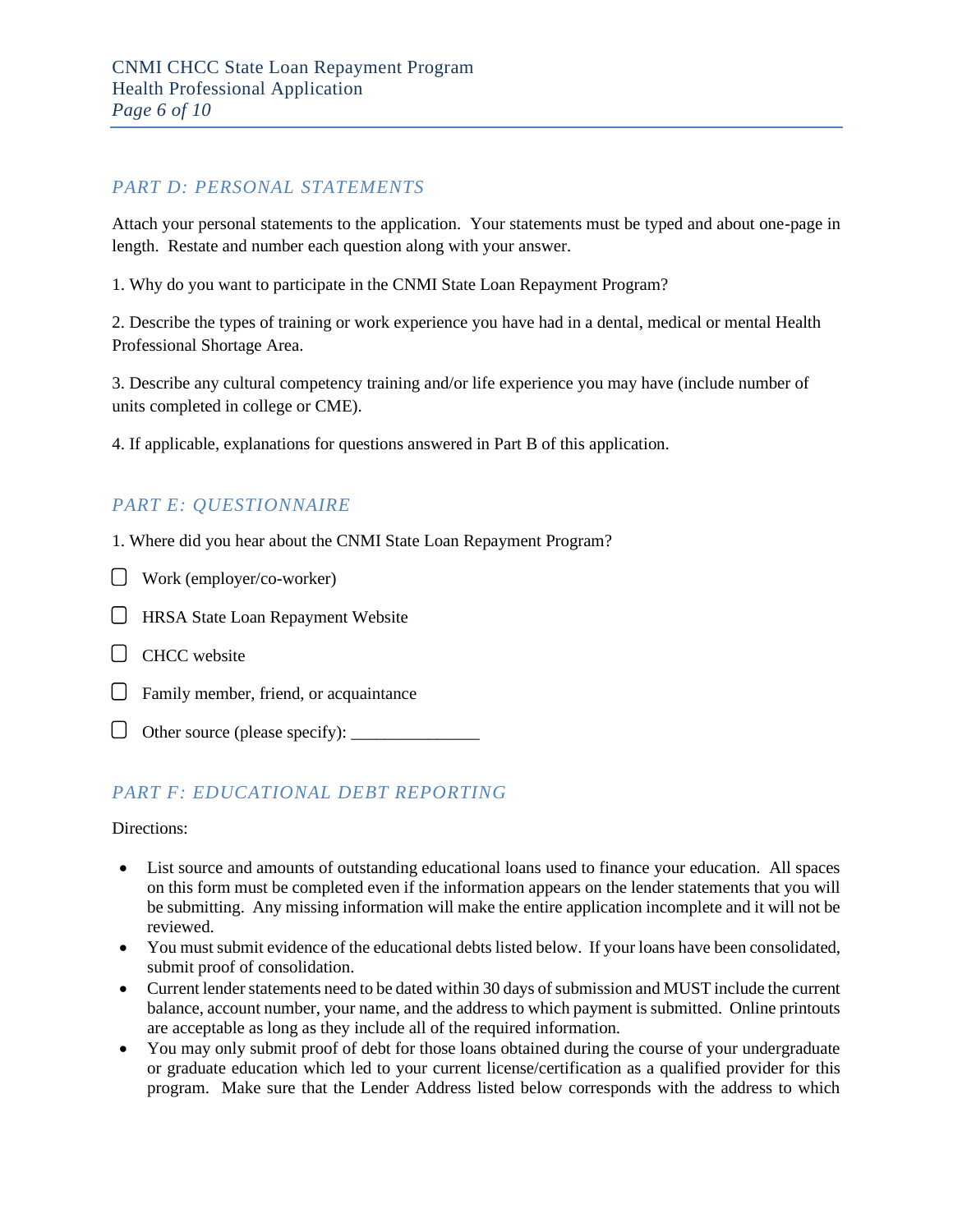## PART D: PERSONAL STATEMENTS

Attach your personal statements to the application. Your statements must be typed and about one-page in length. Restate and number each question along with your answer.

1. Why do you want to participate in the CNMI State Loan Repayment Program?

2. Describe the types of training or work experience you have had in a dental, medical or mental Health Professional Shortage Area.

3. Describe any cultural competency training and/or life experience you may have (include number of units completed in college or CME).

4. If applicable, explanations for questions answered in Part B of this application.

## PART E: QUESTIONNAIRE

1. Where did you hear about the CNMI State Loan Repayment Program?

- ☐ Work (employer/co-worker)
- ☐ HRSA State Loan Repayment Website
- ☐ CHCC website
- ☐ Family member, friend, or acquaintance
- ☐ Other source (please specify): _______________

## PART F: EDUCATIONAL DEBT REPORTING

Directions:

- List source and amounts of outstanding educational loans used to finance your education. All spaces on this form must be completed even if the information appears on the lender statements that you will be submitting. Any missing information will make the entire application incomplete and it will not be reviewed.
- You must submit evidence of the educational debts listed below. If your loans have been consolidated, submit proof of consolidation.
- Current lender statements need to be dated within 30 days of submission and MUST include the current balance, account number, your name, and the address to which payment is submitted. Online printouts are acceptable as long as they include all of the required information.
- You may only submit proof of debt for those loans obtained during the course of your undergraduate or graduate education which led to your current license/certification as a qualified provider for this program. Make sure that the Lender Address listed below corresponds with the address to which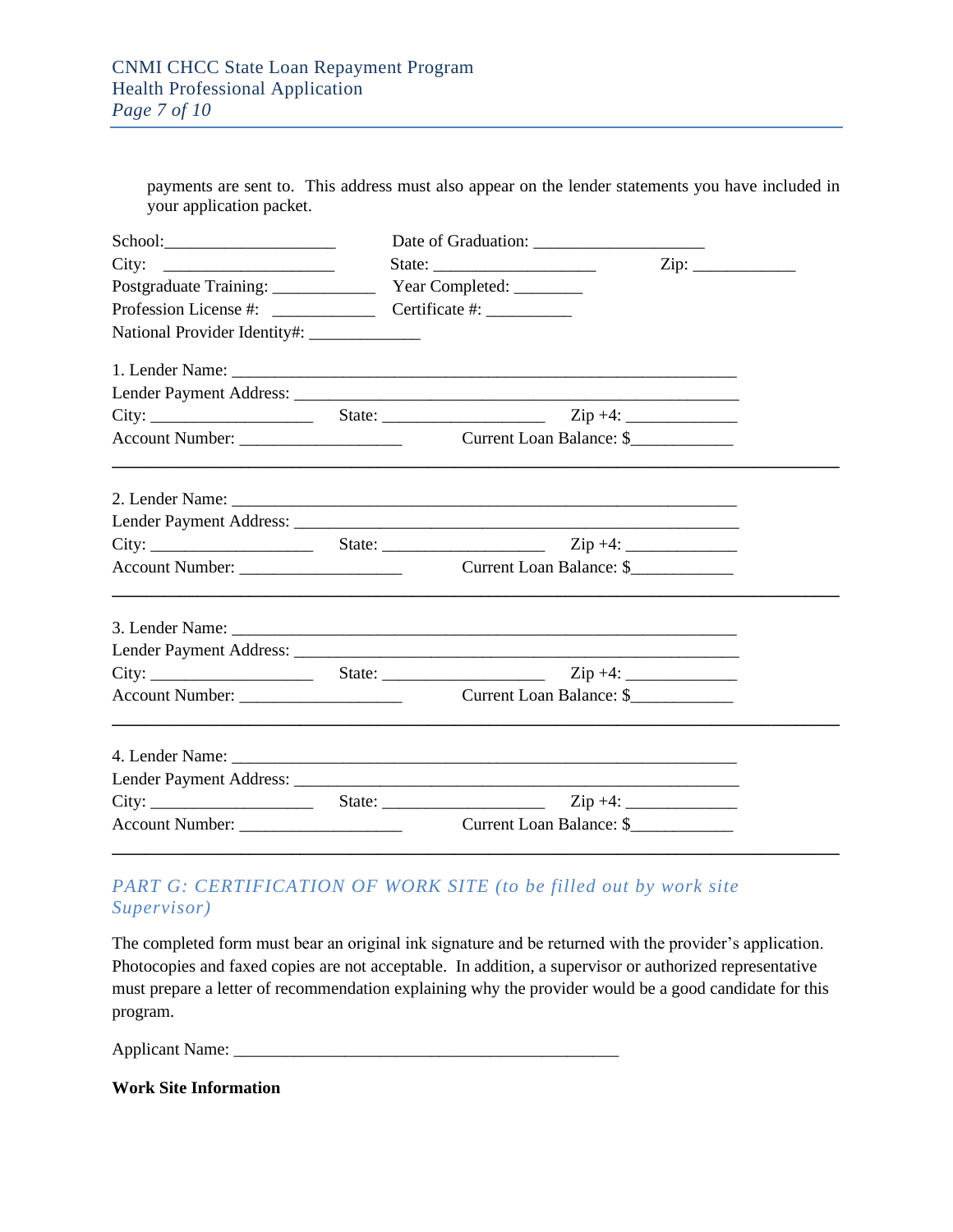payments are sent to. This address must also appear on the lender statements you have included in your application packet.

School:____________________ Date of Graduation: ____________________

City: ____________________ State: ___________________ Zip: ____________

Postgraduate Training: ____________ Year Completed: ________

Profession License #: ____________ Certificate #: __________

National Provider Identity#: _____________

1. Lender Name: ____________________________________________________________

Lender Payment Address: _____________________________________________________

City: ___________________ State: ___________________ Zip +4: _____________

Account Number: ___________________ Current Loan Balance: $____________

---

2. Lender Name: ____________________________________________________________

Lender Payment Address: _____________________________________________________

City: ___________________ State: ___________________ Zip +4: _____________

Account Number: ___________________ Current Loan Balance: $____________

---

3. Lender Name: ____________________________________________________________

Lender Payment Address: _____________________________________________________

City: ___________________ State: ___________________ Zip +4: _____________

Account Number: ___________________ Current Loan Balance: $____________

---

4. Lender Name: ____________________________________________________________

Lender Payment Address: _____________________________________________________

City: ___________________ State: ___________________ Zip +4: _____________

Account Number: ___________________ Current Loan Balance: $____________

---

## *PART G: CERTIFICATION OF WORK SITE (to be filled out by work site Supervisor)*

The completed form must bear an original ink signature and be returned with the provider's application. Photocopies and faxed copies are not acceptable. In addition, a supervisor or authorized representative must prepare a letter of recommendation explaining why the provider would be a good candidate for this program.

Applicant Name: ______________________________________________

**Work Site Information**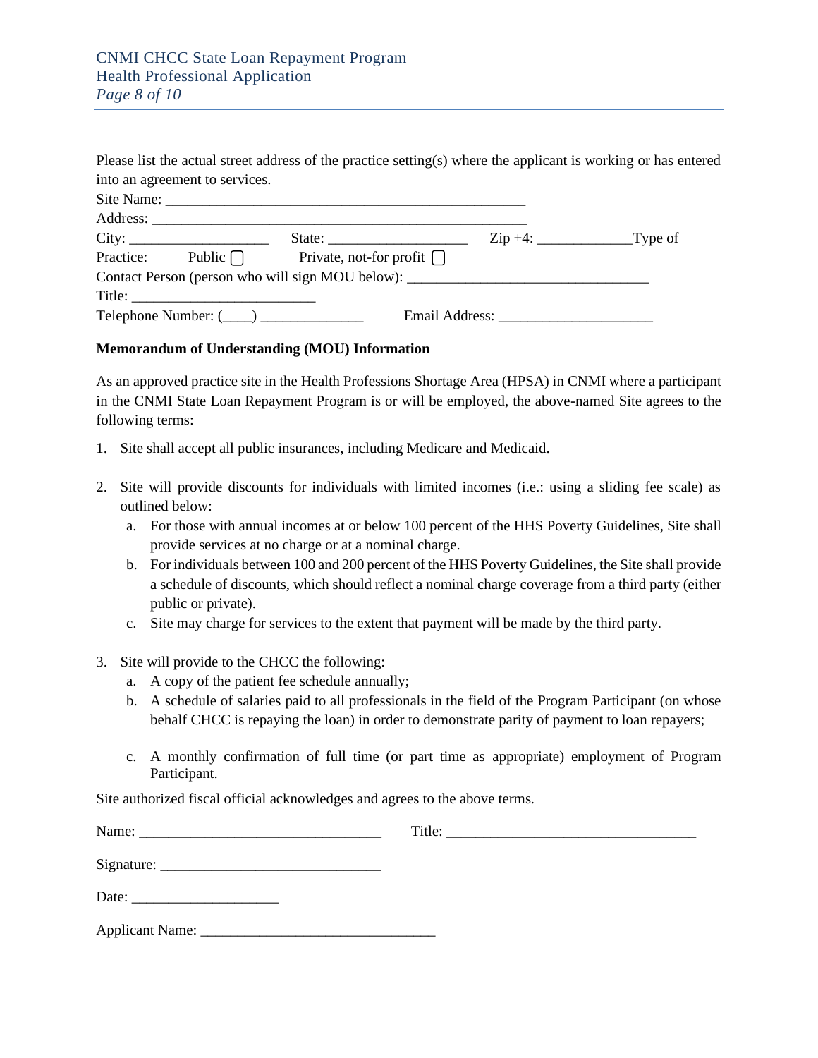Please list the actual street address of the practice setting(s) where the applicant is working or has entered into an agreement to services.

Site Name: _______________________________________________

Address: _________________________________________________

City: __________________ State: __________________ Zip +4: ____________Type of Practice: Public ☐ Private, not-for profit ☐

Contact Person (person who will sign MOU below): _______________________________

Title: ________________________

Telephone Number: (____) _____________ Email Address: ___________________

**Memorandum of Understanding (MOU) Information**

As an approved practice site in the Health Professions Shortage Area (HPSA) in CNMI where a participant in the CNMI State Loan Repayment Program is or will be employed, the above-named Site agrees to the following terms:

1. Site shall accept all public insurances, including Medicare and Medicaid.

2. Site will provide discounts for individuals with limited incomes (i.e.: using a sliding fee scale) as outlined below:
   a. For those with annual incomes at or below 100 percent of the HHS Poverty Guidelines, Site shall provide services at no charge or at a nominal charge.
   b. For individuals between 100 and 200 percent of the HHS Poverty Guidelines, the Site shall provide a schedule of discounts, which should reflect a nominal charge coverage from a third party (either public or private).
   c. Site may charge for services to the extent that payment will be made by the third party.

3. Site will provide to the CHCC the following:
   a. A copy of the patient fee schedule annually;
   b. A schedule of salaries paid to all professionals in the field of the Program Participant (on whose behalf CHCC is repaying the loan) in order to demonstrate parity of payment to loan repayers;
   c. A monthly confirmation of full time (or part time as appropriate) employment of Program Participant.

Site authorized fiscal official acknowledges and agrees to the above terms.

Name: _______________________________ Title: ________________________________

Signature: ____________________________

Date: ___________________

Applicant Name: ______________________________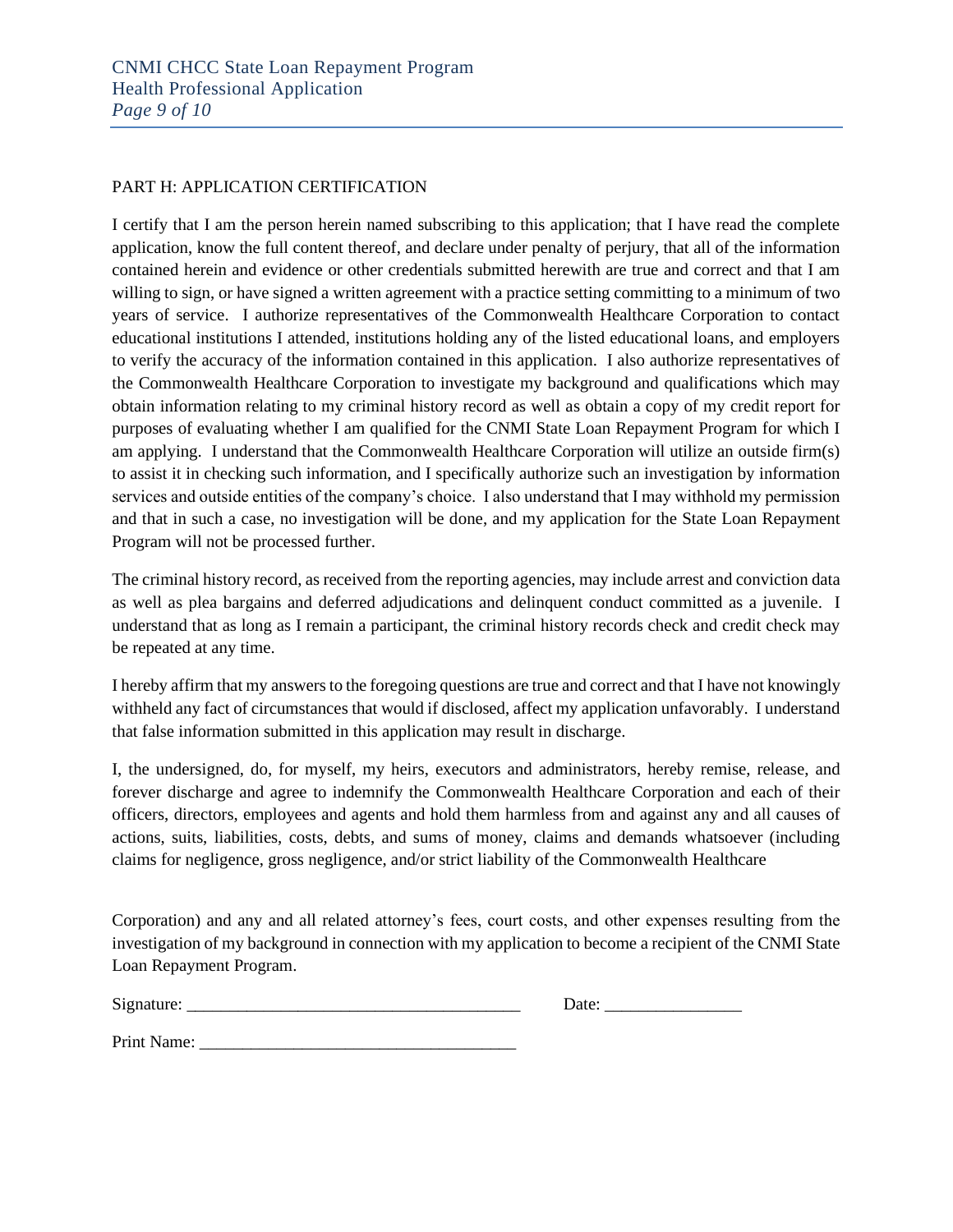PART H: APPLICATION CERTIFICATION

I certify that I am the person herein named subscribing to this application; that I have read the complete application, know the full content thereof, and declare under penalty of perjury, that all of the information contained herein and evidence or other credentials submitted herewith are true and correct and that I am willing to sign, or have signed a written agreement with a practice setting committing to a minimum of two years of service. I authorize representatives of the Commonwealth Healthcare Corporation to contact educational institutions I attended, institutions holding any of the listed educational loans, and employers to verify the accuracy of the information contained in this application. I also authorize representatives of the Commonwealth Healthcare Corporation to investigate my background and qualifications which may obtain information relating to my criminal history record as well as obtain a copy of my credit report for purposes of evaluating whether I am qualified for the CNMI State Loan Repayment Program for which I am applying. I understand that the Commonwealth Healthcare Corporation will utilize an outside firm(s) to assist it in checking such information, and I specifically authorize such an investigation by information services and outside entities of the company's choice. I also understand that I may withhold my permission and that in such a case, no investigation will be done, and my application for the State Loan Repayment Program will not be processed further.

The criminal history record, as received from the reporting agencies, may include arrest and conviction data as well as plea bargains and deferred adjudications and delinquent conduct committed as a juvenile. I understand that as long as I remain a participant, the criminal history records check and credit check may be repeated at any time.

I hereby affirm that my answers to the foregoing questions are true and correct and that I have not knowingly withheld any fact of circumstances that would if disclosed, affect my application unfavorably. I understand that false information submitted in this application may result in discharge.

I, the undersigned, do, for myself, my heirs, executors and administrators, hereby remise, release, and forever discharge and agree to indemnify the Commonwealth Healthcare Corporation and each of their officers, directors, employees and agents and hold them harmless from and against any and all causes of actions, suits, liabilities, costs, debts, and sums of money, claims and demands whatsoever (including claims for negligence, gross negligence, and/or strict liability of the Commonwealth Healthcare Corporation) and any and all related attorney's fees, court costs, and other expenses resulting from the investigation of my background in connection with my application to become a recipient of the CNMI State Loan Repayment Program.

Signature: ______________________________________ Date: ________________

Print Name: _____________________________________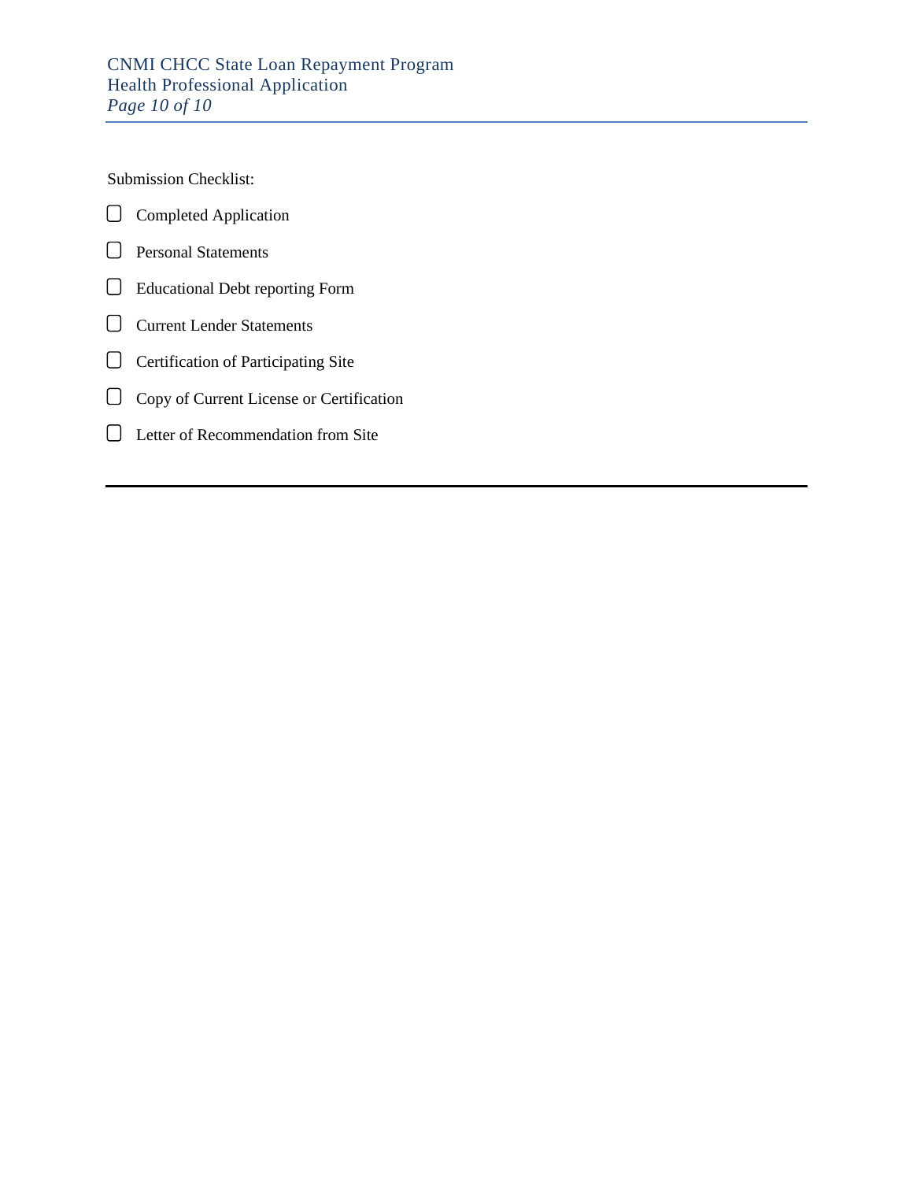Submission Checklist:

- [ ] Completed Application
- [ ] Personal Statements
- [ ] Educational Debt reporting Form
- [ ] Current Lender Statements
- [ ] Certification of Participating Site
- [ ] Copy of Current License or Certification
- [ ] Letter of Recommendation from Site